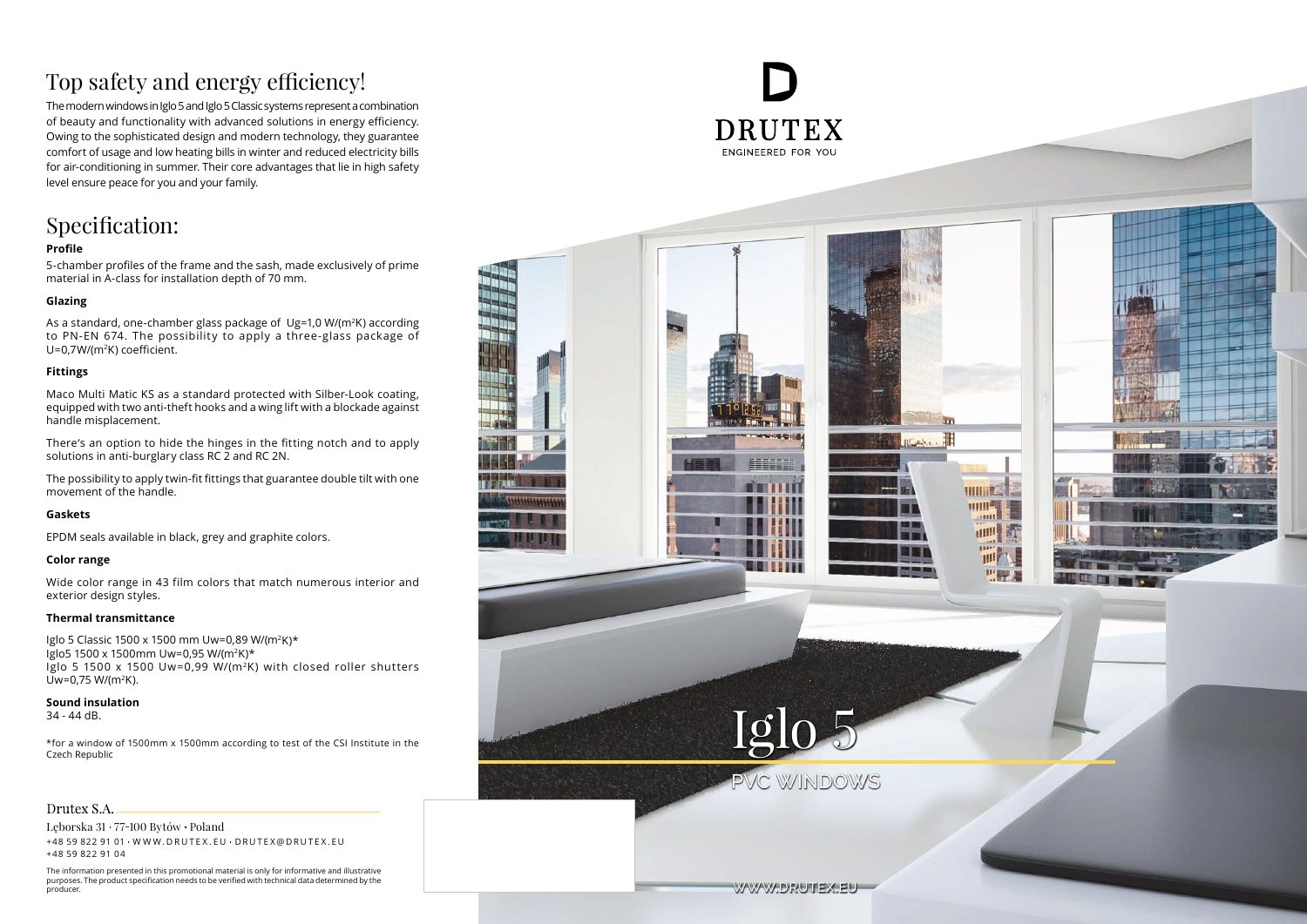# Top safety and energy efficiency!

The modern windows in Iglo 5 and Iglo 5 Classic systems represent a combination of beauty and functionality with advanced solutions in energy efficiency. Owing to the sophisticated design and modern technology, they guarantee comfort of usage and low heating bills in winter and reduced electricity bills for air-conditioning in summer. Their core advantages that lie in high safety level ensure peace for you and your family.

# Specification:

**Profile**

5-chamber profiles of the frame and the sash, made exclusively of prime material in A-class for installation depth of 70 mm.

**Glazing**

As a standard, one-chamber glass package of $Ug=1,0\ W/(m^2K)$ according to PN-EN 674. The possibility to apply a three-glass package of $U=0,7W/(m^2K)$ coefficient.

**Fittings**

Maco Multi Matic KS as a standard protected with Silber-Look coating, equipped with two anti-theft hooks and a wing lift with a blockade against handle misplacement.

There's an option to hide the hinges in the fitting notch and to apply solutions in anti-burglary class RC 2 and RC 2N.

The possibility to apply twin-fit fittings that guarantee double tilt with one movement of the handle.

**Gaskets**

EPDM seals available in black, grey and graphite colors.

**Color range**

Wide color range in 43 film colors that match numerous interior and exterior design styles.

**Thermal transmittance**

Iglo 5 Classic 1500 x 1500 mm $Uw=0,89\ W/(m^2K)$*
Iglo5 1500 x 1500mm $Uw=0,95\ W/(m^2K)$*
Iglo 5 1500 x 1500 $Uw=0,99\ W/(m^2K)$ with closed roller shutters $Uw=0,75\ W/(m^2K)$.

**Sound insulation**
34 - 44 dB.

*for a window of 1500mm x 1500mm according to test of the CSI Institute in the Czech Republic

Drutex S.A.

Lęborska 31 · 77-100 Bytów • Poland
+48 59 822 91 01 · WWW.DRUTEX.EU · DRUTEX@DRUTEX.EU
+48 59 822 91 04

The information presented in this promotional material is only for informative and illustrative purposes. The product specification needs to be verified with technical data determined by the producer.

DRUTEX
ENGINEERED FOR YOU

# Iglo 5

PVC WINDOWS

WWW.DRUTEX.EU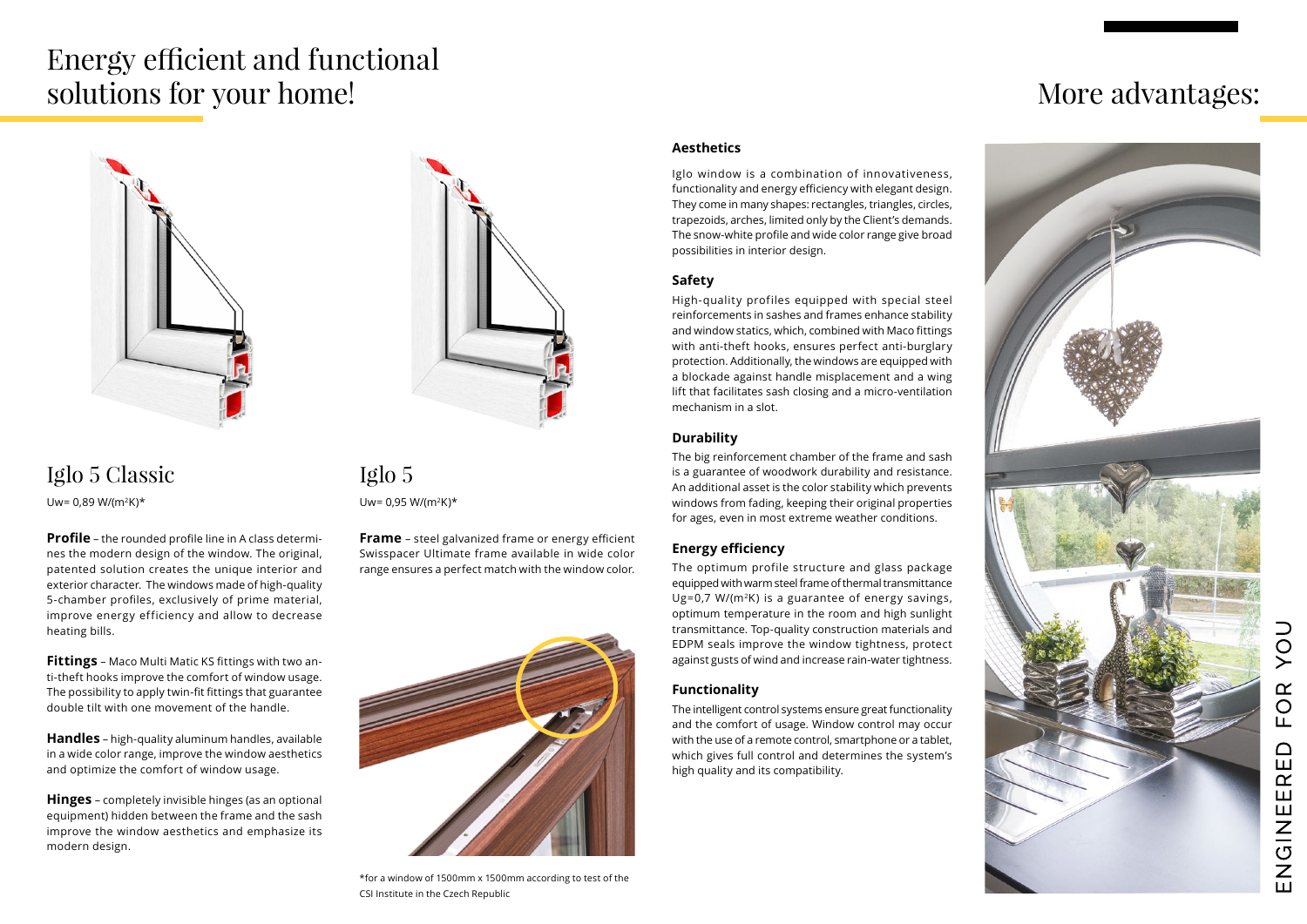# Energy efficient and functional solutions for your home!

## Iglo 5 Classic

Uw= 0,89 W/(m²K)*

**Profile** – the rounded profile line in A class determines the modern design of the window. The original, patented solution creates the unique interior and exterior character. The windows made of high-quality 5-chamber profiles, exclusively of prime material, improve energy efficiency and allow to decrease heating bills.

**Fittings** – Maco Multi Matic KS fittings with two anti-theft hooks improve the comfort of window usage. The possibility to apply twin-fit fittings that guarantee double tilt with one movement of the handle.

**Handles** – high-quality aluminum handles, available in a wide color range, improve the window aesthetics and optimize the comfort of window usage.

**Hinges** – completely invisible hinges (as an optional equipment) hidden between the frame and the sash improve the window aesthetics and emphasize its modern design.

## Iglo 5

Uw= 0,95 W/(m²K)*

**Frame** – steel galvanized frame or energy efficient Swisspacer Ultimate frame available in wide color range ensures a perfect match with the window color.

*for a window of 1500mm x 1500mm according to test of the CSI Institute in the Czech Republic

# More advantages:

### Aesthetics

Iglo window is a combination of innovativeness, functionality and energy efficiency with elegant design. They come in many shapes: rectangles, triangles, circles, trapezoids, arches, limited only by the Client's demands. The snow-white profile and wide color range give broad possibilities in interior design.

### Safety

High-quality profiles equipped with special steel reinforcements in sashes and frames enhance stability and window statics, which, combined with Maco fittings with anti-theft hooks, ensures perfect anti-burglary protection. Additionally, the windows are equipped with a blockade against handle misplacement and a wing lift that facilitates sash closing and a micro-ventilation mechanism in a slot.

### Durability

The big reinforcement chamber of the frame and sash is a guarantee of woodwork durability and resistance. An additional asset is the color stability which prevents windows from fading, keeping their original properties for ages, even in most extreme weather conditions.

### Energy efficiency

The optimum profile structure and glass package equipped with warm steel frame of thermal transmittance Ug=0,7 W/(m²K) is a guarantee of energy savings, optimum temperature in the room and high sunlight transmittance. Top-quality construction materials and EDPM seals improve the window tightness, protect against gusts of wind and increase rain-water tightness.

### Functionality

The intelligent control systems ensure great functionality and the comfort of usage. Window control may occur with the use of a remote control, smartphone or a tablet, which gives full control and determines the system's high quality and its compatibility.

ENGINEERED FOR YOU